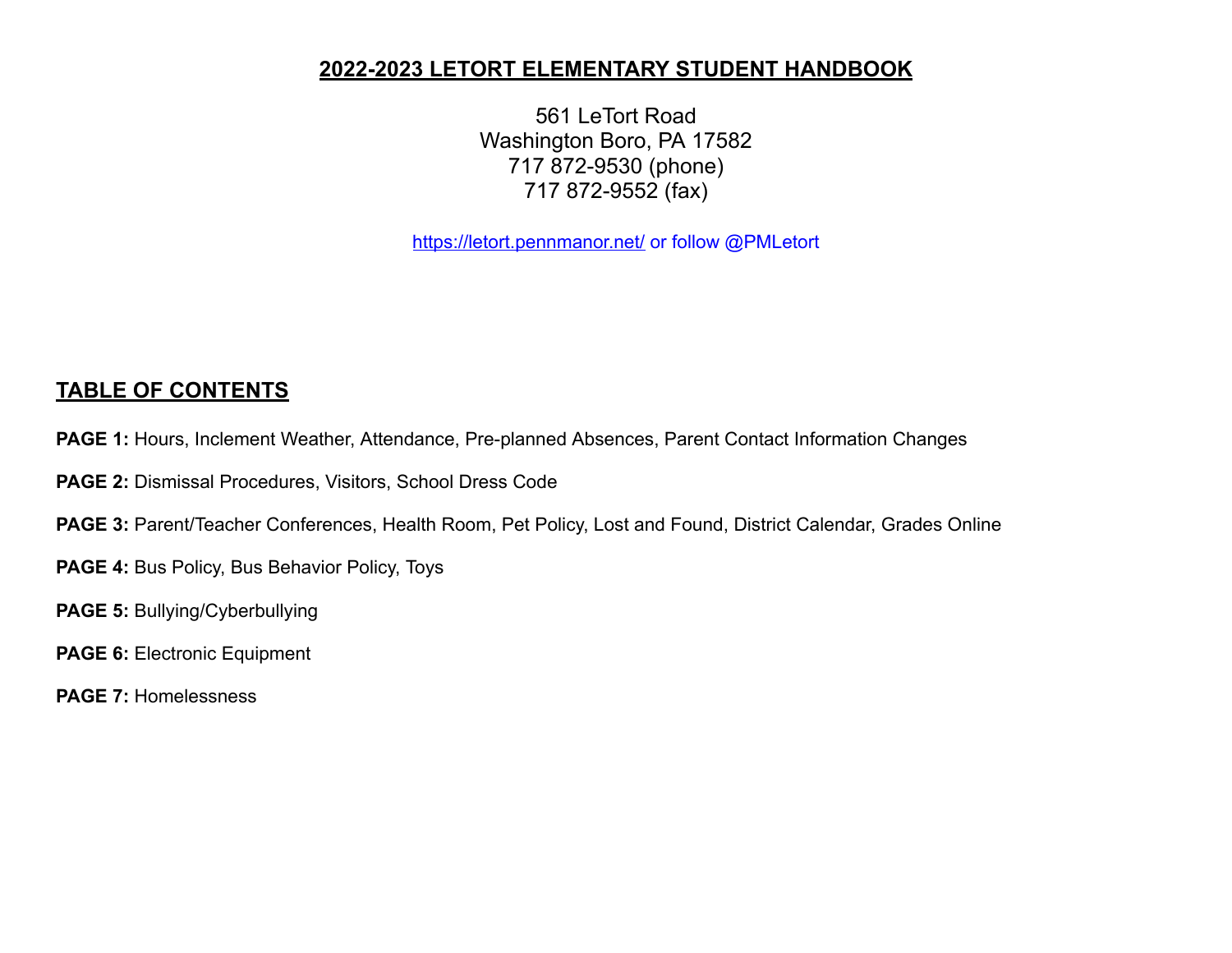# 2022-2023 LETORT ELEMENTARY STUDENT HANDBOOK

561 LeTort Road
Washington Boro, PA 17582
717 872-9530 (phone)
717 872-9552 (fax)

https://letort.pennmanor.net/ or follow @PMLetort

## TABLE OF CONTENTS

**PAGE 1:** Hours, Inclement Weather, Attendance, Pre-planned Absences, Parent Contact Information Changes

**PAGE 2:** Dismissal Procedures, Visitors, School Dress Code

**PAGE 3:** Parent/Teacher Conferences, Health Room, Pet Policy, Lost and Found, District Calendar, Grades Online

**PAGE 4:** Bus Policy, Bus Behavior Policy, Toys

**PAGE 5:** Bullying/Cyberbullying

**PAGE 6:** Electronic Equipment

**PAGE 7:** Homelessness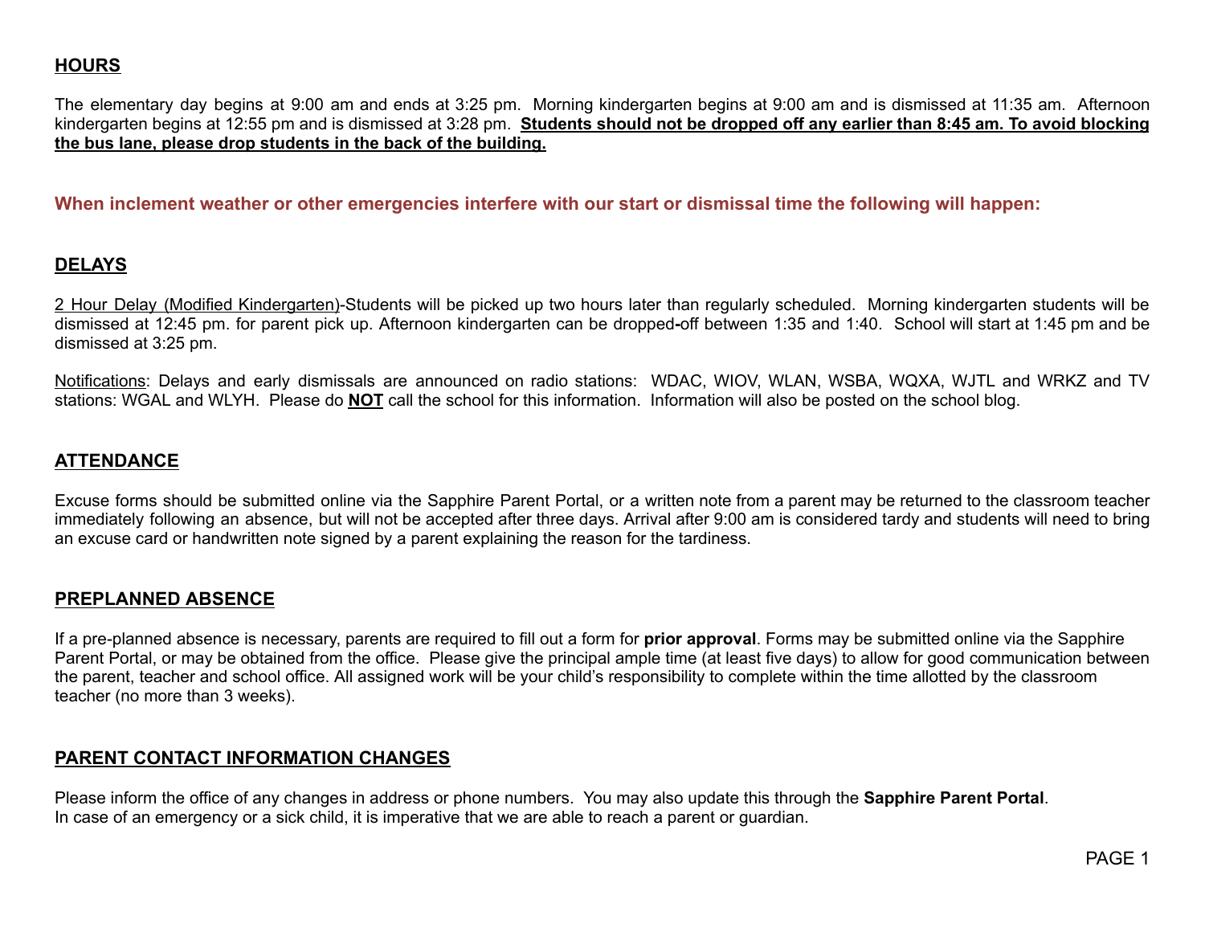## HOURS

The elementary day begins at 9:00 am and ends at 3:25 pm. Morning kindergarten begins at 9:00 am and is dismissed at 11:35 am. Afternoon kindergarten begins at 12:55 pm and is dismissed at 3:28 pm. **Students should not be dropped off any earlier than 8:45 am. To avoid blocking the bus lane, please drop students in the back of the building.**

**When inclement weather or other emergencies interfere with our start or dismissal time the following will happen:**

## DELAYS

2 Hour Delay (Modified Kindergarten)-Students will be picked up two hours later than regularly scheduled. Morning kindergarten students will be dismissed at 12:45 pm. for parent pick up. Afternoon kindergarten can be dropped-off between 1:35 and 1:40. School will start at 1:45 pm and be dismissed at 3:25 pm.

Notifications: Delays and early dismissals are announced on radio stations: WDAC, WIOV, WLAN, WSBA, WQXA, WJTL and WRKZ and TV stations: WGAL and WLYH. Please do **NOT** call the school for this information. Information will also be posted on the school blog.

## ATTENDANCE

Excuse forms should be submitted online via the Sapphire Parent Portal, or a written note from a parent may be returned to the classroom teacher immediately following an absence, but will not be accepted after three days. Arrival after 9:00 am is considered tardy and students will need to bring an excuse card or handwritten note signed by a parent explaining the reason for the tardiness.

## PREPLANNED ABSENCE

If a pre-planned absence is necessary, parents are required to fill out a form for **prior approval**. Forms may be submitted online via the Sapphire Parent Portal, or may be obtained from the office. Please give the principal ample time (at least five days) to allow for good communication between the parent, teacher and school office. All assigned work will be your child's responsibility to complete within the time allotted by the classroom teacher (no more than 3 weeks).

## PARENT CONTACT INFORMATION CHANGES

Please inform the office of any changes in address or phone numbers. You may also update this through the **Sapphire Parent Portal**.
In case of an emergency or a sick child, it is imperative that we are able to reach a parent or guardian.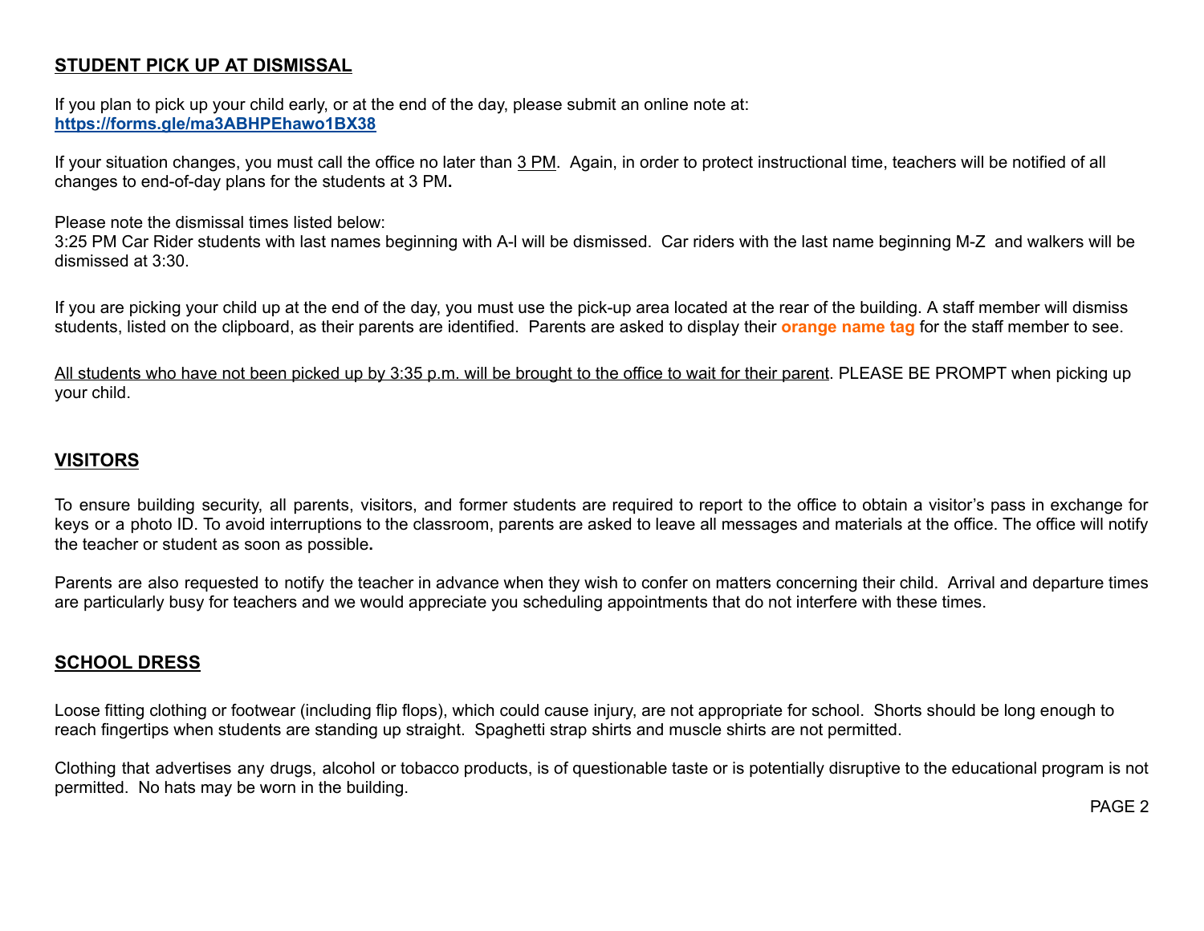## STUDENT PICK UP AT DISMISSAL

If you plan to pick up your child early, or at the end of the day, please submit an online note at:
**https://forms.gle/ma3ABHPEhawo1BX38**

If your situation changes, you must call the office no later than 3 PM. Again, in order to protect instructional time, teachers will be notified of all changes to end-of-day plans for the students at 3 PM**.**

Please note the dismissal times listed below:
3:25 PM Car Rider students with last names beginning with A-l will be dismissed. Car riders with the last name beginning M-Z and walkers will be dismissed at 3:30.

If you are picking your child up at the end of the day, you must use the pick-up area located at the rear of the building. A staff member will dismiss students, listed on the clipboard, as their parents are identified. Parents are asked to display their **orange name tag** for the staff member to see.

All students who have not been picked up by 3:35 p.m. will be brought to the office to wait for their parent. PLEASE BE PROMPT when picking up your child.

## VISITORS

To ensure building security, all parents, visitors, and former students are required to report to the office to obtain a visitor's pass in exchange for keys or a photo ID. To avoid interruptions to the classroom, parents are asked to leave all messages and materials at the office. The office will notify the teacher or student as soon as possible**.**

Parents are also requested to notify the teacher in advance when they wish to confer on matters concerning their child. Arrival and departure times are particularly busy for teachers and we would appreciate you scheduling appointments that do not interfere with these times.

## SCHOOL DRESS

Loose fitting clothing or footwear (including flip flops), which could cause injury, are not appropriate for school. Shorts should be long enough to reach fingertips when students are standing up straight. Spaghetti strap shirts and muscle shirts are not permitted.

Clothing that advertises any drugs, alcohol or tobacco products, is of questionable taste or is potentially disruptive to the educational program is not permitted. No hats may be worn in the building.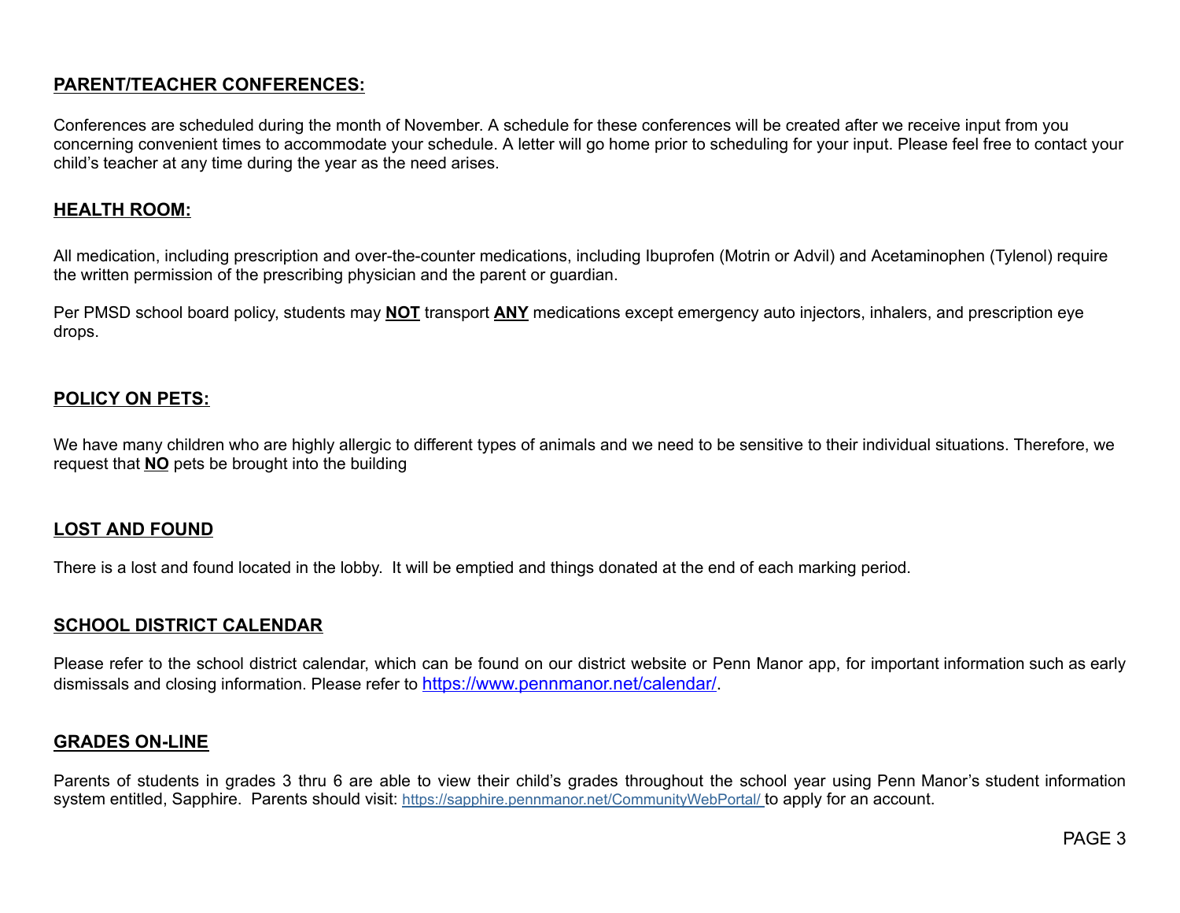## PARENT/TEACHER CONFERENCES:

Conferences are scheduled during the month of November. A schedule for these conferences will be created after we receive input from you concerning convenient times to accommodate your schedule. A letter will go home prior to scheduling for your input. Please feel free to contact your child's teacher at any time during the year as the need arises.

## HEALTH ROOM:

All medication, including prescription and over-the-counter medications, including Ibuprofen (Motrin or Advil) and Acetaminophen (Tylenol) require the written permission of the prescribing physician and the parent or guardian.

Per PMSD school board policy, students may **NOT** transport **ANY** medications except emergency auto injectors, inhalers, and prescription eye drops.

## POLICY ON PETS:

We have many children who are highly allergic to different types of animals and we need to be sensitive to their individual situations. Therefore, we request that **NO** pets be brought into the building

## LOST AND FOUND

There is a lost and found located in the lobby. It will be emptied and things donated at the end of each marking period.

## SCHOOL DISTRICT CALENDAR

Please refer to the school district calendar, which can be found on our district website or Penn Manor app, for important information such as early dismissals and closing information. Please refer to https://www.pennmanor.net/calendar/.

## GRADES ON-LINE

Parents of students in grades 3 thru 6 are able to view their child's grades throughout the school year using Penn Manor's student information system entitled, Sapphire. Parents should visit: https://sapphire.pennmanor.net/CommunityWebPortal/ to apply for an account.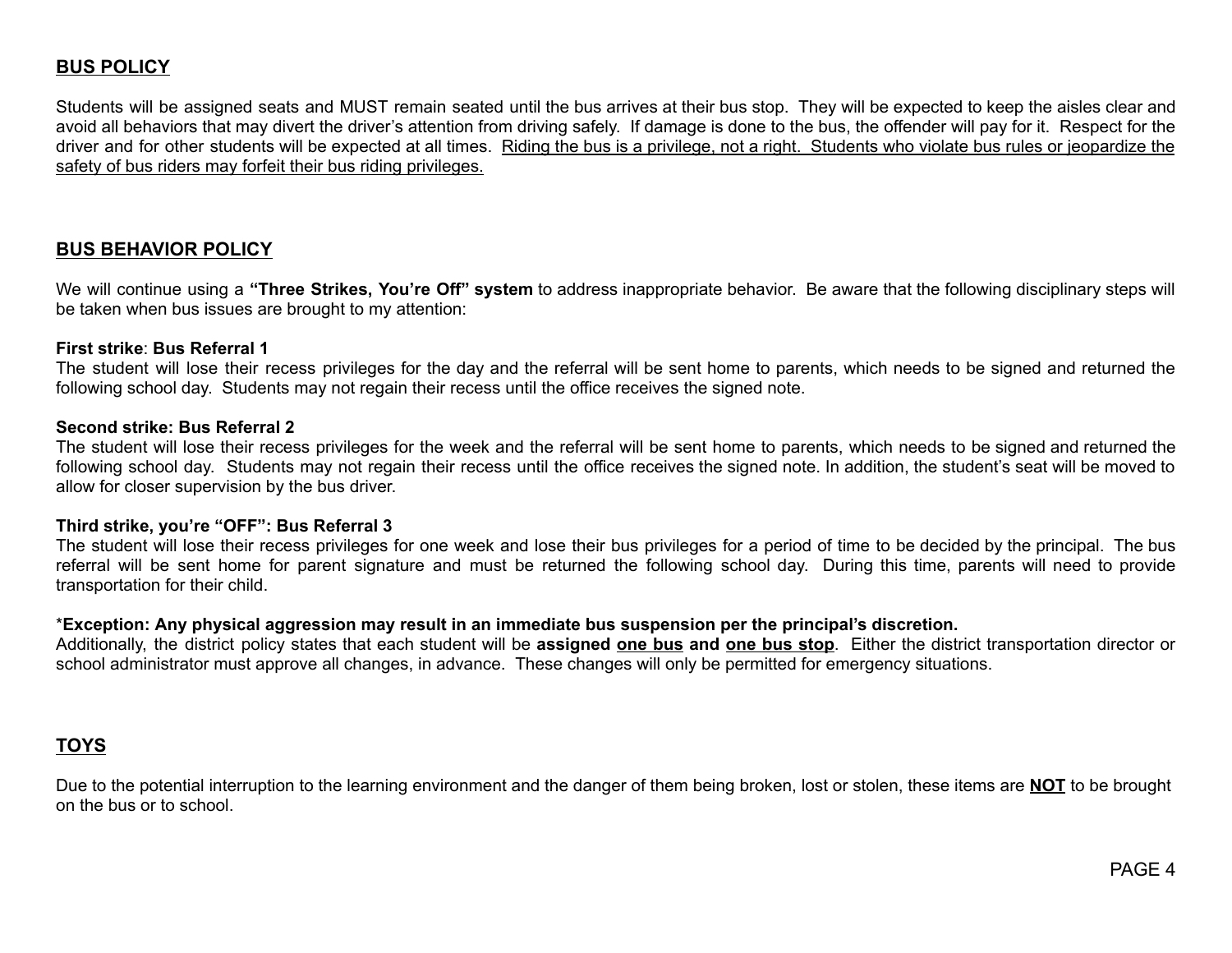## BUS POLICY

Students will be assigned seats and MUST remain seated until the bus arrives at their bus stop. They will be expected to keep the aisles clear and avoid all behaviors that may divert the driver's attention from driving safely. If damage is done to the bus, the offender will pay for it. Respect for the driver and for other students will be expected at all times. Riding the bus is a privilege, not a right. Students who violate bus rules or jeopardize the safety of bus riders may forfeit their bus riding privileges.

## BUS BEHAVIOR POLICY

We will continue using a **"Three Strikes, You're Off" system** to address inappropriate behavior. Be aware that the following disciplinary steps will be taken when bus issues are brought to my attention:

**First strike**: **Bus Referral 1**
The student will lose their recess privileges for the day and the referral will be sent home to parents, which needs to be signed and returned the following school day. Students may not regain their recess until the office receives the signed note.

**Second strike: Bus Referral 2**
The student will lose their recess privileges for the week and the referral will be sent home to parents, which needs to be signed and returned the following school day. Students may not regain their recess until the office receives the signed note. In addition, the student's seat will be moved to allow for closer supervision by the bus driver.

**Third strike, you're "OFF": Bus Referral 3**
The student will lose their recess privileges for one week and lose their bus privileges for a period of time to be decided by the principal. The bus referral will be sent home for parent signature and must be returned the following school day. During this time, parents will need to provide transportation for their child.

*__Exception: Any physical aggression may result in an immediate bus suspension per the principal's discretion.__*
Additionally, the district policy states that each student will be **assigned one bus and one bus stop**. Either the district transportation director or school administrator must approve all changes, in advance. These changes will only be permitted for emergency situations.

## TOYS

Due to the potential interruption to the learning environment and the danger of them being broken, lost or stolen, these items are **NOT** to be brought on the bus or to school.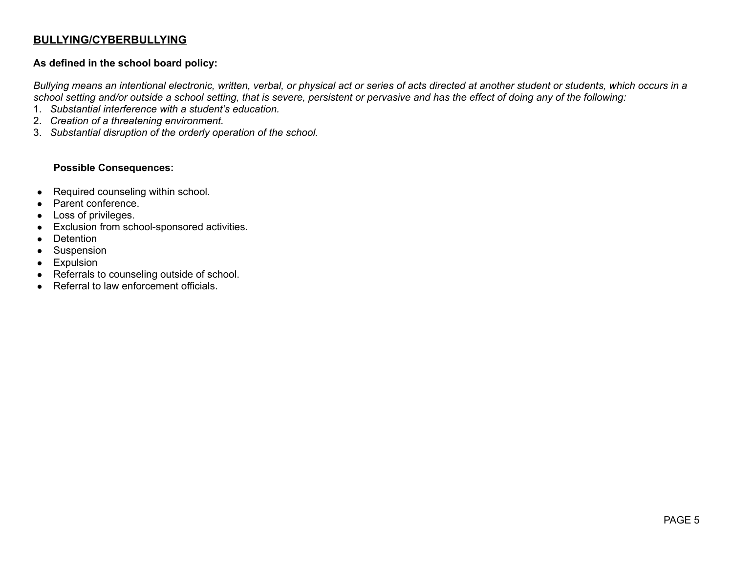## BULLYING/CYBERBULLYING

**As defined in the school board policy:**

*Bullying means an intentional electronic, written, verbal, or physical act or series of acts directed at another student or students, which occurs in a school setting and/or outside a school setting, that is severe, persistent or pervasive and has the effect of doing any of the following:*

1. *Substantial interference with a student's education.*
2. *Creation of a threatening environment.*
3. *Substantial disruption of the orderly operation of the school.*

**Possible Consequences:**

- Required counseling within school.
- Parent conference.
- Loss of privileges.
- Exclusion from school-sponsored activities.
- Detention
- Suspension
- Expulsion
- Referrals to counseling outside of school.
- Referral to law enforcement officials.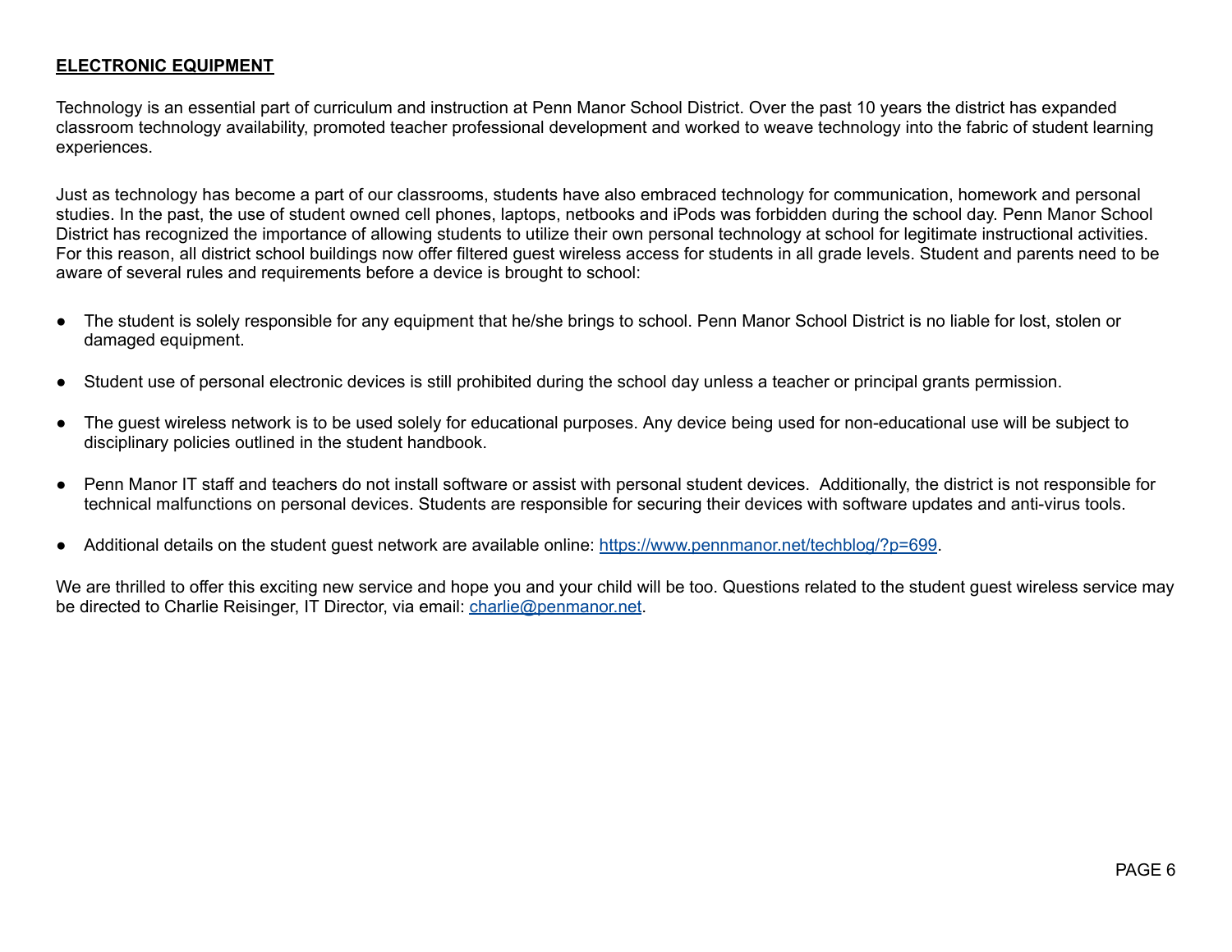## **ELECTRONIC EQUIPMENT**

Technology is an essential part of curriculum and instruction at Penn Manor School District. Over the past 10 years the district has expanded classroom technology availability, promoted teacher professional development and worked to weave technology into the fabric of student learning experiences.

Just as technology has become a part of our classrooms, students have also embraced technology for communication, homework and personal studies. In the past, the use of student owned cell phones, laptops, netbooks and iPods was forbidden during the school day. Penn Manor School District has recognized the importance of allowing students to utilize their own personal technology at school for legitimate instructional activities. For this reason, all district school buildings now offer filtered guest wireless access for students in all grade levels. Student and parents need to be aware of several rules and requirements before a device is brought to school:

- The student is solely responsible for any equipment that he/she brings to school. Penn Manor School District is no liable for lost, stolen or damaged equipment.

- Student use of personal electronic devices is still prohibited during the school day unless a teacher or principal grants permission.

- The guest wireless network is to be used solely for educational purposes. Any device being used for non-educational use will be subject to disciplinary policies outlined in the student handbook.

- Penn Manor IT staff and teachers do not install software or assist with personal student devices. Additionally, the district is not responsible for technical malfunctions on personal devices. Students are responsible for securing their devices with software updates and anti-virus tools.

- Additional details on the student guest network are available online: [https://www.pennmanor.net/techblog/?p=699](https://www.pennmanor.net/techblog/?p=699).

We are thrilled to offer this exciting new service and hope you and your child will be too. Questions related to the student guest wireless service may be directed to Charlie Reisinger, IT Director, via email: [charlie@penmanor.net](mailto:charlie@penmanor.net).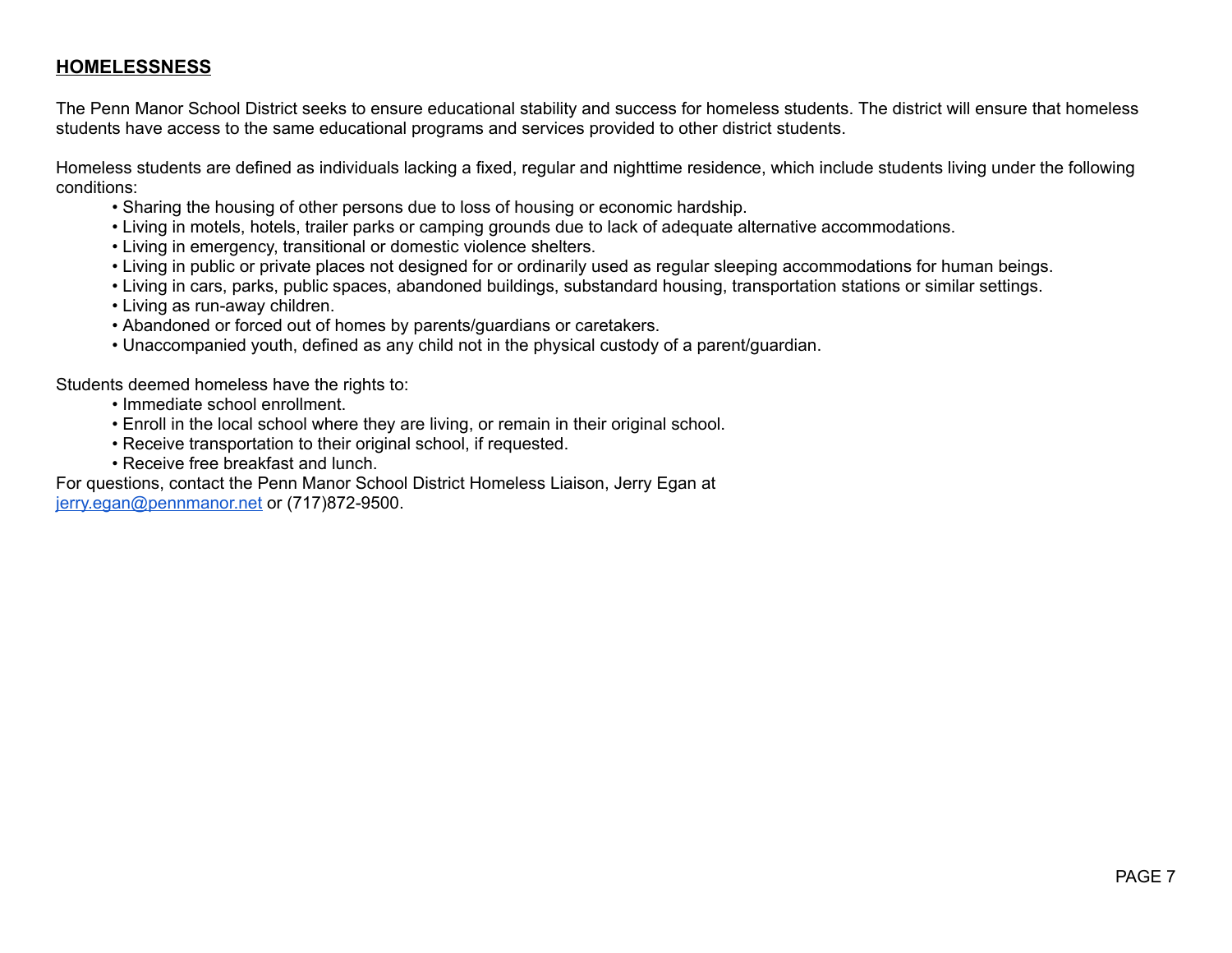## HOMELESSNESS

The Penn Manor School District seeks to ensure educational stability and success for homeless students. The district will ensure that homeless students have access to the same educational programs and services provided to other district students.

Homeless students are defined as individuals lacking a fixed, regular and nighttime residence, which include students living under the following conditions:

- Sharing the housing of other persons due to loss of housing or economic hardship.
- Living in motels, hotels, trailer parks or camping grounds due to lack of adequate alternative accommodations.
- Living in emergency, transitional or domestic violence shelters.
- Living in public or private places not designed for or ordinarily used as regular sleeping accommodations for human beings.
- Living in cars, parks, public spaces, abandoned buildings, substandard housing, transportation stations or similar settings.
- Living as run-away children.
- Abandoned or forced out of homes by parents/guardians or caretakers.
- Unaccompanied youth, defined as any child not in the physical custody of a parent/guardian.

Students deemed homeless have the rights to:

- Immediate school enrollment.
- Enroll in the local school where they are living, or remain in their original school.
- Receive transportation to their original school, if requested.
- Receive free breakfast and lunch.

For questions, contact the Penn Manor School District Homeless Liaison, Jerry Egan at [jerry.egan@pennmanor.net](mailto:jerry.egan@pennmanor.net) or (717)872-9500.